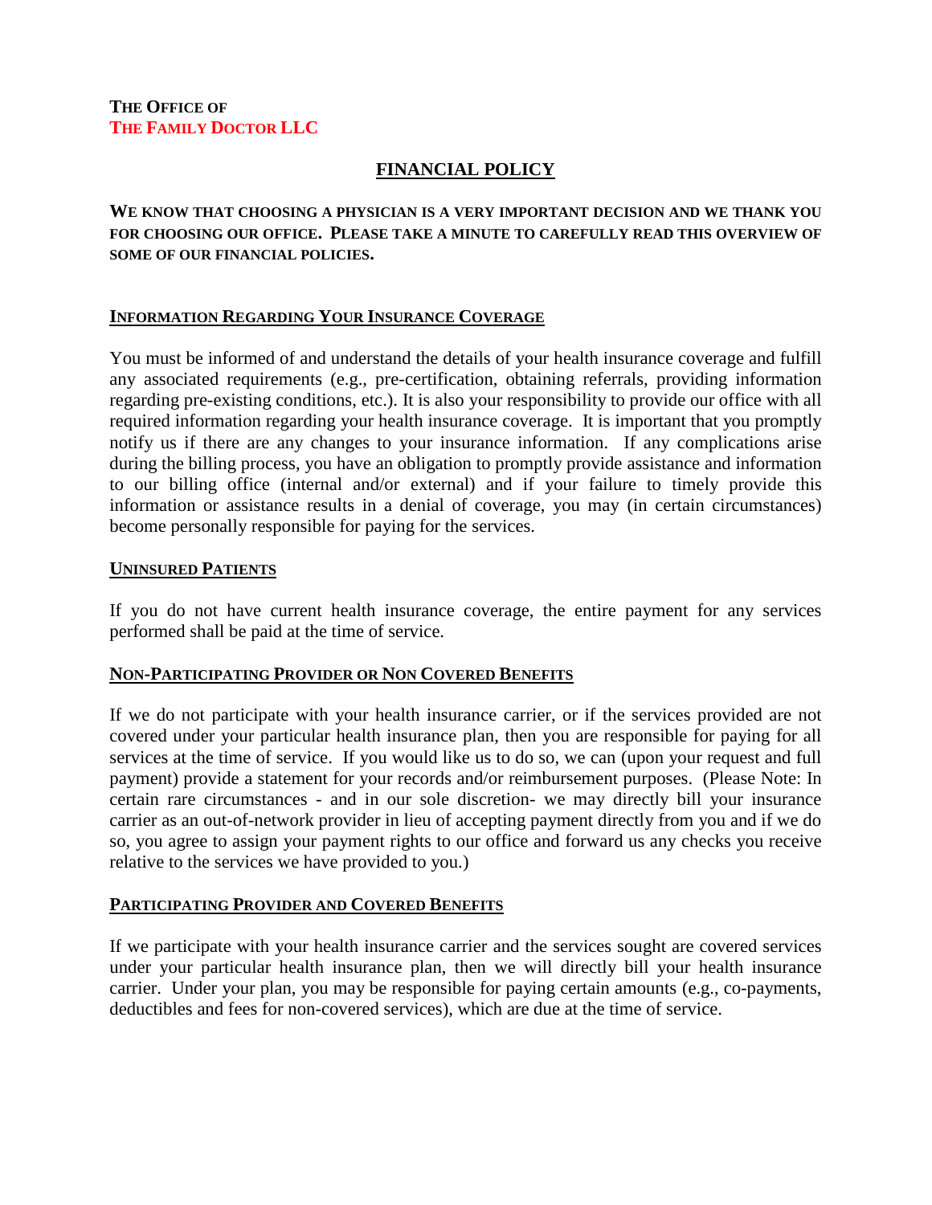**THE OFFICE OF**
**THE FAMILY DOCTOR LLC**

# FINANCIAL POLICY

**WE KNOW THAT CHOOSING A PHYSICIAN IS A VERY IMPORTANT DECISION AND WE THANK YOU FOR CHOOSING OUR OFFICE. PLEASE TAKE A MINUTE TO CAREFULLY READ THIS OVERVIEW OF SOME OF OUR FINANCIAL POLICIES.**

## INFORMATION REGARDING YOUR INSURANCE COVERAGE

You must be informed of and understand the details of your health insurance coverage and fulfill any associated requirements (e.g., pre-certification, obtaining referrals, providing information regarding pre-existing conditions, etc.). It is also your responsibility to provide our office with all required information regarding your health insurance coverage. It is important that you promptly notify us if there are any changes to your insurance information. If any complications arise during the billing process, you have an obligation to promptly provide assistance and information to our billing office (internal and/or external) and if your failure to timely provide this information or assistance results in a denial of coverage, you may (in certain circumstances) become personally responsible for paying for the services.

## UNINSURED PATIENTS

If you do not have current health insurance coverage, the entire payment for any services performed shall be paid at the time of service.

## NON-PARTICIPATING PROVIDER OR NON COVERED BENEFITS

If we do not participate with your health insurance carrier, or if the services provided are not covered under your particular health insurance plan, then you are responsible for paying for all services at the time of service. If you would like us to do so, we can (upon your request and full payment) provide a statement for your records and/or reimbursement purposes. (Please Note: In certain rare circumstances - and in our sole discretion- we may directly bill your insurance carrier as an out-of-network provider in lieu of accepting payment directly from you and if we do so, you agree to assign your payment rights to our office and forward us any checks you receive relative to the services we have provided to you.)

## PARTICIPATING PROVIDER AND COVERED BENEFITS

If we participate with your health insurance carrier and the services sought are covered services under your particular health insurance plan, then we will directly bill your health insurance carrier. Under your plan, you may be responsible for paying certain amounts (e.g., co-payments, deductibles and fees for non-covered services), which are due at the time of service.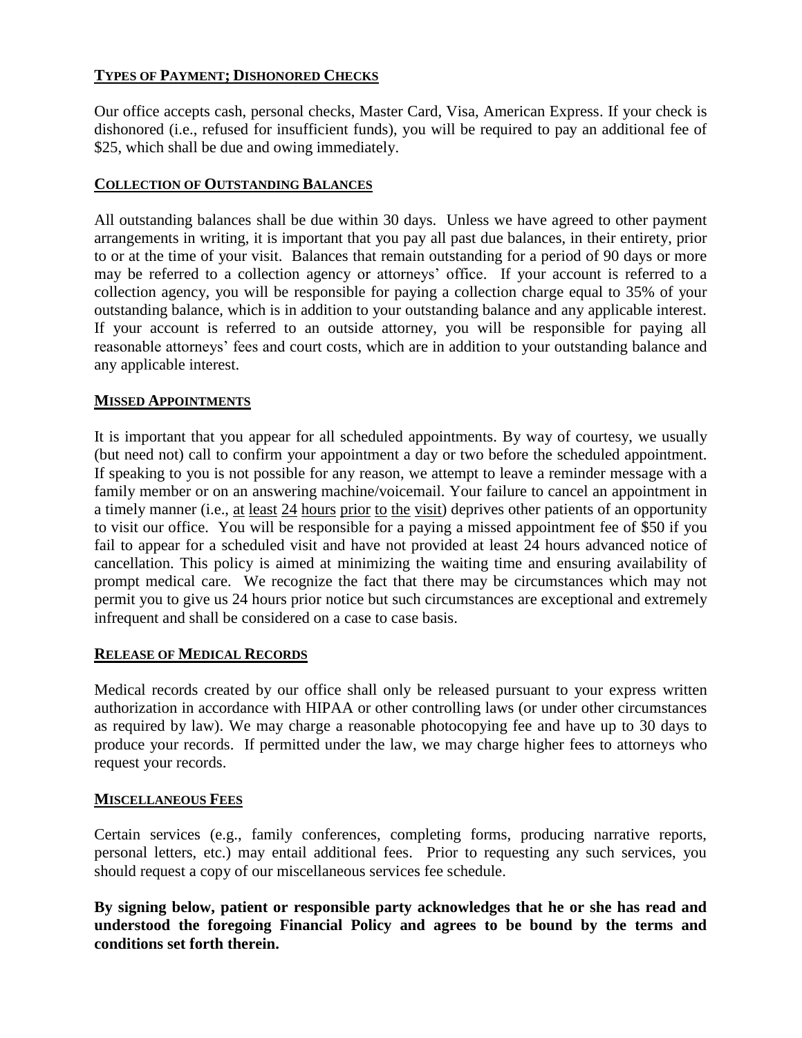## TYPES OF PAYMENT; DISHONORED CHECKS

Our office accepts cash, personal checks, Master Card, Visa, American Express. If your check is dishonored (i.e., refused for insufficient funds), you will be required to pay an additional fee of $25, which shall be due and owing immediately.

## COLLECTION OF OUTSTANDING BALANCES

All outstanding balances shall be due within 30 days. Unless we have agreed to other payment arrangements in writing, it is important that you pay all past due balances, in their entirety, prior to or at the time of your visit. Balances that remain outstanding for a period of 90 days or more may be referred to a collection agency or attorneys' office. If your account is referred to a collection agency, you will be responsible for paying a collection charge equal to 35% of your outstanding balance, which is in addition to your outstanding balance and any applicable interest. If your account is referred to an outside attorney, you will be responsible for paying all reasonable attorneys' fees and court costs, which are in addition to your outstanding balance and any applicable interest.

## MISSED APPOINTMENTS

It is important that you appear for all scheduled appointments. By way of courtesy, we usually (but need not) call to confirm your appointment a day or two before the scheduled appointment. If speaking to you is not possible for any reason, we attempt to leave a reminder message with a family member or on an answering machine/voicemail. Your failure to cancel an appointment in a timely manner (i.e., at least 24 hours prior to the visit) deprives other patients of an opportunity to visit our office. You will be responsible for a paying a missed appointment fee of $50 if you fail to appear for a scheduled visit and have not provided at least 24 hours advanced notice of cancellation. This policy is aimed at minimizing the waiting time and ensuring availability of prompt medical care. We recognize the fact that there may be circumstances which may not permit you to give us 24 hours prior notice but such circumstances are exceptional and extremely infrequent and shall be considered on a case to case basis.

## RELEASE OF MEDICAL RECORDS

Medical records created by our office shall only be released pursuant to your express written authorization in accordance with HIPAA or other controlling laws (or under other circumstances as required by law). We may charge a reasonable photocopying fee and have up to 30 days to produce your records. If permitted under the law, we may charge higher fees to attorneys who request your records.

## MISCELLANEOUS FEES

Certain services (e.g., family conferences, completing forms, producing narrative reports, personal letters, etc.) may entail additional fees. Prior to requesting any such services, you should request a copy of our miscellaneous services fee schedule.

**By signing below, patient or responsible party acknowledges that he or she has read and understood the foregoing Financial Policy and agrees to be bound by the terms and conditions set forth therein.**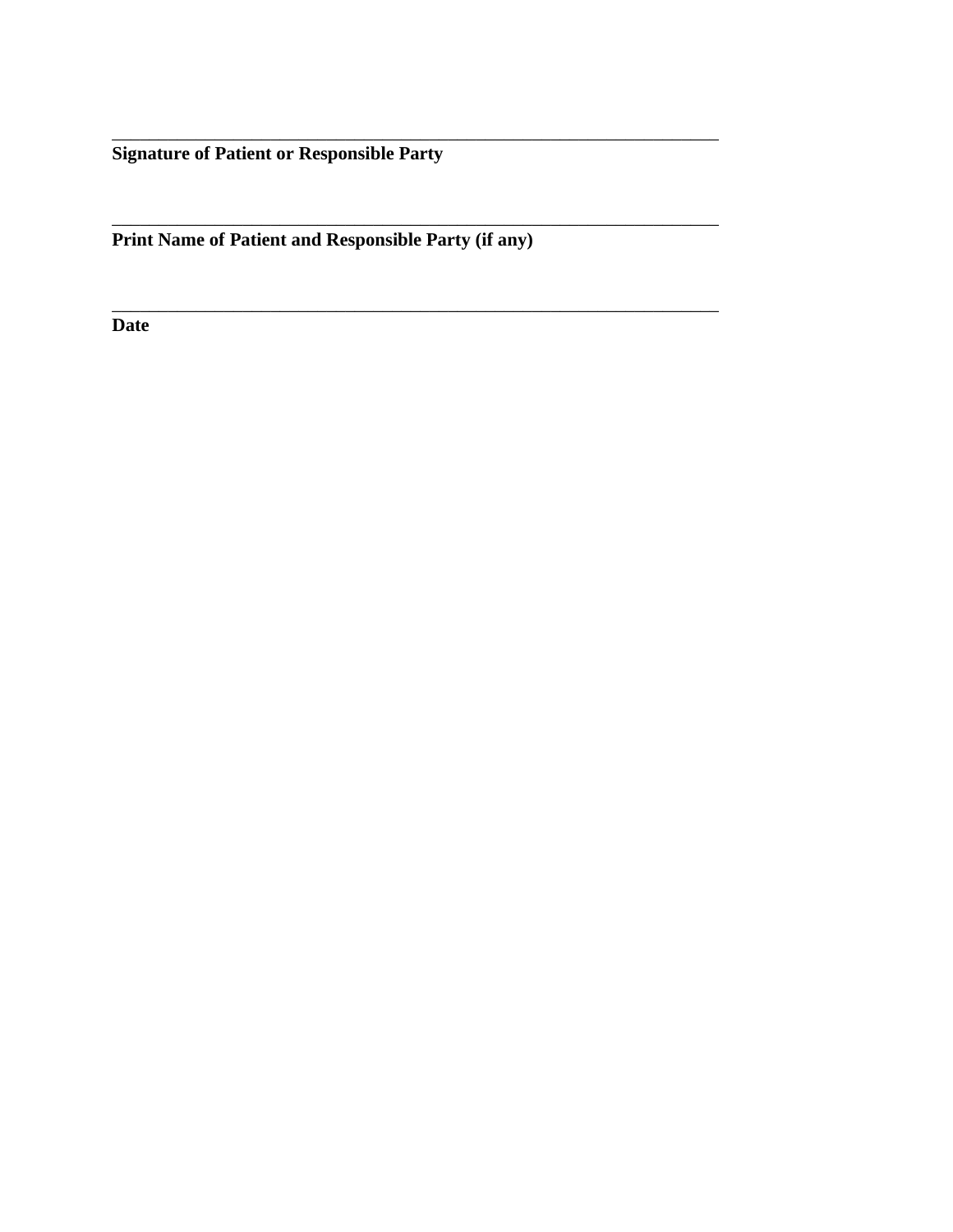\_\_\_\_\_\_\_\_\_\_\_\_\_\_\_\_\_\_\_\_\_\_\_\_\_\_\_\_\_\_\_\_\_\_\_\_\_\_\_\_\_\_\_\_\_\_\_\_\_\_\_\_\_\_\_\_\_\_\_\_\_\_\_\_\_\_

**Signature of Patient or Responsible Party**

\_\_\_\_\_\_\_\_\_\_\_\_\_\_\_\_\_\_\_\_\_\_\_\_\_\_\_\_\_\_\_\_\_\_\_\_\_\_\_\_\_\_\_\_\_\_\_\_\_\_\_\_\_\_\_\_\_\_\_\_\_\_\_\_\_\_

**Print Name of Patient and Responsible Party (if any)**

\_\_\_\_\_\_\_\_\_\_\_\_\_\_\_\_\_\_\_\_\_\_\_\_\_\_\_\_\_\_\_\_\_\_\_\_\_\_\_\_\_\_\_\_\_\_\_\_\_\_\_\_\_\_\_\_\_\_\_\_\_\_\_\_\_\_

**Date**